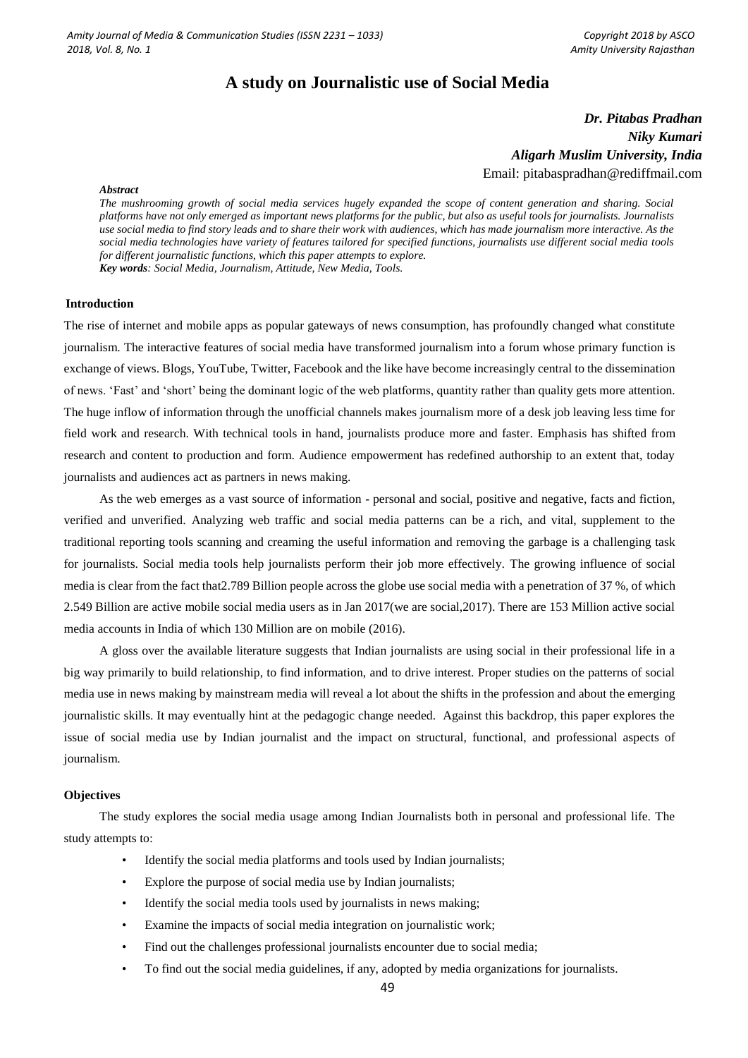# A study on Journalistic use of Social Media

***Dr. Pitabas Pradhan***
***Niky Kumari***
***Aligarh Muslim University, India***
Email: pitabaspradhan@rediffmail.com

***Abstract***

*The mushrooming growth of social media services hugely expanded the scope of content generation and sharing. Social platforms have not only emerged as important news platforms for the public, but also as useful tools for journalists. Journalists use social media to find story leads and to share their work with audiences, which has made journalism more interactive. As the social media technologies have variety of features tailored for specified functions, journalists use different social media tools for different journalistic functions, which this paper attempts to explore.*

***Key words**: Social Media, Journalism, Attitude, New Media, Tools.*

## Introduction

The rise of internet and mobile apps as popular gateways of news consumption, has profoundly changed what constitute journalism. The interactive features of social media have transformed journalism into a forum whose primary function is exchange of views. Blogs, YouTube, Twitter, Facebook and the like have become increasingly central to the dissemination of news. 'Fast' and 'short' being the dominant logic of the web platforms, quantity rather than quality gets more attention. The huge inflow of information through the unofficial channels makes journalism more of a desk job leaving less time for field work and research. With technical tools in hand, journalists produce more and faster. Emphasis has shifted from research and content to production and form. Audience empowerment has redefined authorship to an extent that, today journalists and audiences act as partners in news making.

As the web emerges as a vast source of information - personal and social, positive and negative, facts and fiction, verified and unverified. Analyzing web traffic and social media patterns can be a rich, and vital, supplement to the traditional reporting tools scanning and creaming the useful information and removing the garbage is a challenging task for journalists. Social media tools help journalists perform their job more effectively. The growing influence of social media is clear from the fact that2.789 Billion people across the globe use social media with a penetration of 37 %, of which 2.549 Billion are active mobile social media users as in Jan 2017(we are social,2017). There are 153 Million active social media accounts in India of which 130 Million are on mobile (2016).

A gloss over the available literature suggests that Indian journalists are using social in their professional life in a big way primarily to build relationship, to find information, and to drive interest. Proper studies on the patterns of social media use in news making by mainstream media will reveal a lot about the shifts in the profession and about the emerging journalistic skills. It may eventually hint at the pedagogic change needed. Against this backdrop, this paper explores the issue of social media use by Indian journalist and the impact on structural, functional, and professional aspects of journalism.

## Objectives

The study explores the social media usage among Indian Journalists both in personal and professional life. The study attempts to:

- Identify the social media platforms and tools used by Indian journalists;
- Explore the purpose of social media use by Indian journalists;
- Identify the social media tools used by journalists in news making;
- Examine the impacts of social media integration on journalistic work;
- Find out the challenges professional journalists encounter due to social media;
- To find out the social media guidelines, if any, adopted by media organizations for journalists.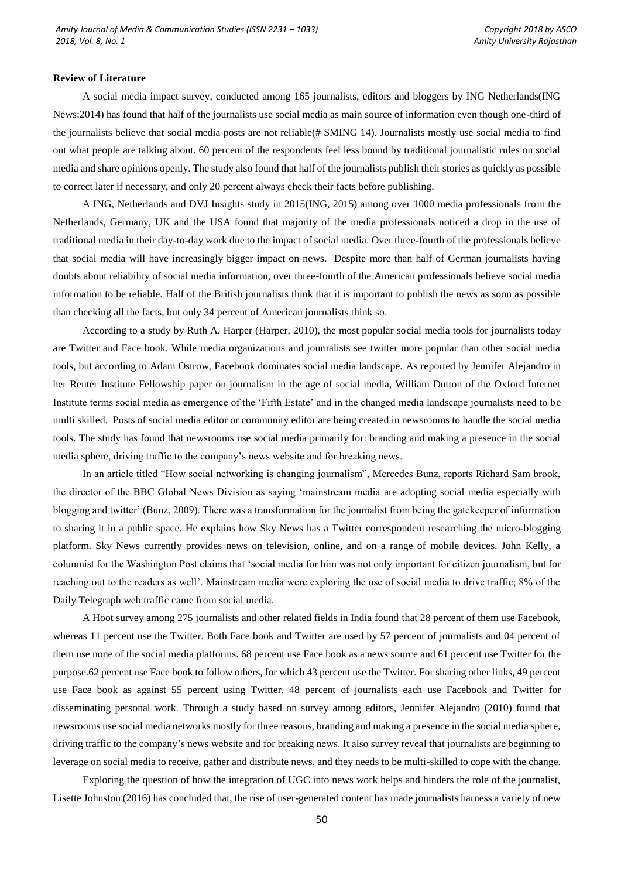**Review of Literature**

A social media impact survey, conducted among 165 journalists, editors and bloggers by ING Netherlands(ING News:2014) has found that half of the journalists use social media as main source of information even though one-third of the journalists believe that social media posts are not reliable(# SMING 14). Journalists mostly use social media to find out what people are talking about. 60 percent of the respondents feel less bound by traditional journalistic rules on social media and share opinions openly. The study also found that half of the journalists publish their stories as quickly as possible to correct later if necessary, and only 20 percent always check their facts before publishing.

A ING, Netherlands and DVJ Insights study in 2015(ING, 2015) among over 1000 media professionals from the Netherlands, Germany, UK and the USA found that majority of the media professionals noticed a drop in the use of traditional media in their day-to-day work due to the impact of social media. Over three-fourth of the professionals believe that social media will have increasingly bigger impact on news. Despite more than half of German journalists having doubts about reliability of social media information, over three-fourth of the American professionals believe social media information to be reliable. Half of the British journalists think that it is important to publish the news as soon as possible than checking all the facts, but only 34 percent of American journalists think so.

According to a study by Ruth A. Harper (Harper, 2010), the most popular social media tools for journalists today are Twitter and Face book. While media organizations and journalists see twitter more popular than other social media tools, but according to Adam Ostrow, Facebook dominates social media landscape. As reported by Jennifer Alejandro in her Reuter Institute Fellowship paper on journalism in the age of social media, William Dutton of the Oxford Internet Institute terms social media as emergence of the 'Fifth Estate' and in the changed media landscape journalists need to be multi skilled. Posts of social media editor or community editor are being created in newsrooms to handle the social media tools. The study has found that newsrooms use social media primarily for: branding and making a presence in the social media sphere, driving traffic to the company's news website and for breaking news.

In an article titled "How social networking is changing journalism", Mercedes Bunz, reports Richard Sam brook, the director of the BBC Global News Division as saying 'mainstream media are adopting social media especially with blogging and twitter' (Bunz, 2009). There was a transformation for the journalist from being the gatekeeper of information to sharing it in a public space. He explains how Sky News has a Twitter correspondent researching the micro-blogging platform. Sky News currently provides news on television, online, and on a range of mobile devices. John Kelly, a columnist for the Washington Post claims that 'social media for him was not only important for citizen journalism, but for reaching out to the readers as well'. Mainstream media were exploring the use of social media to drive traffic; 8% of the Daily Telegraph web traffic came from social media.

A Hoot survey among 275 journalists and other related fields in India found that 28 percent of them use Facebook, whereas 11 percent use the Twitter. Both Face book and Twitter are used by 57 percent of journalists and 04 percent of them use none of the social media platforms. 68 percent use Face book as a news source and 61 percent use Twitter for the purpose.62 percent use Face book to follow others, for which 43 percent use the Twitter. For sharing other links, 49 percent use Face book as against 55 percent using Twitter. 48 percent of journalists each use Facebook and Twitter for disseminating personal work. Through a study based on survey among editors, Jennifer Alejandro (2010) found that newsrooms use social media networks mostly for three reasons, branding and making a presence in the social media sphere, driving traffic to the company's news website and for breaking news. It also survey reveal that journalists are beginning to leverage on social media to receive, gather and distribute news, and they needs to be multi-skilled to cope with the change.

Exploring the question of how the integration of UGC into news work helps and hinders the role of the journalist, Lisette Johnston (2016) has concluded that, the rise of user-generated content has made journalists harness a variety of new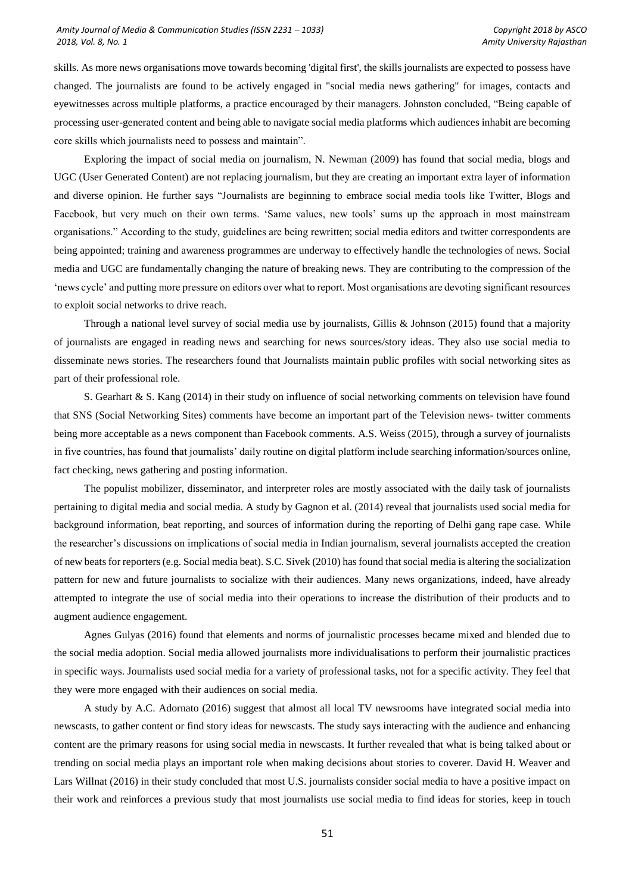skills. As more news organisations move towards becoming 'digital first', the skills journalists are expected to possess have changed. The journalists are found to be actively engaged in "social media news gathering" for images, contacts and eyewitnesses across multiple platforms, a practice encouraged by their managers. Johnston concluded, "Being capable of processing user-generated content and being able to navigate social media platforms which audiences inhabit are becoming core skills which journalists need to possess and maintain".

Exploring the impact of social media on journalism, N. Newman (2009) has found that social media, blogs and UGC (User Generated Content) are not replacing journalism, but they are creating an important extra layer of information and diverse opinion. He further says "Journalists are beginning to embrace social media tools like Twitter, Blogs and Facebook, but very much on their own terms. 'Same values, new tools' sums up the approach in most mainstream organisations." According to the study, guidelines are being rewritten; social media editors and twitter correspondents are being appointed; training and awareness programmes are underway to effectively handle the technologies of news. Social media and UGC are fundamentally changing the nature of breaking news. They are contributing to the compression of the 'news cycle' and putting more pressure on editors over what to report. Most organisations are devoting significant resources to exploit social networks to drive reach.

Through a national level survey of social media use by journalists, Gillis & Johnson (2015) found that a majority of journalists are engaged in reading news and searching for news sources/story ideas. They also use social media to disseminate news stories. The researchers found that Journalists maintain public profiles with social networking sites as part of their professional role.

S. Gearhart & S. Kang (2014) in their study on influence of social networking comments on television have found that SNS (Social Networking Sites) comments have become an important part of the Television news- twitter comments being more acceptable as a news component than Facebook comments. A.S. Weiss (2015), through a survey of journalists in five countries, has found that journalists' daily routine on digital platform include searching information/sources online, fact checking, news gathering and posting information.

The populist mobilizer, disseminator, and interpreter roles are mostly associated with the daily task of journalists pertaining to digital media and social media. A study by Gagnon et al. (2014) reveal that journalists used social media for background information, beat reporting, and sources of information during the reporting of Delhi gang rape case. While the researcher's discussions on implications of social media in Indian journalism, several journalists accepted the creation of new beats for reporters (e.g. Social media beat). S.C. Sivek (2010) has found that social media is altering the socialization pattern for new and future journalists to socialize with their audiences. Many news organizations, indeed, have already attempted to integrate the use of social media into their operations to increase the distribution of their products and to augment audience engagement.

Agnes Gulyas (2016) found that elements and norms of journalistic processes became mixed and blended due to the social media adoption. Social media allowed journalists more individualisations to perform their journalistic practices in specific ways. Journalists used social media for a variety of professional tasks, not for a specific activity. They feel that they were more engaged with their audiences on social media.

A study by A.C. Adornato (2016) suggest that almost all local TV newsrooms have integrated social media into newscasts, to gather content or find story ideas for newscasts. The study says interacting with the audience and enhancing content are the primary reasons for using social media in newscasts. It further revealed that what is being talked about or trending on social media plays an important role when making decisions about stories to coverer. David H. Weaver and Lars Willnat (2016) in their study concluded that most U.S. journalists consider social media to have a positive impact on their work and reinforces a previous study that most journalists use social media to find ideas for stories, keep in touch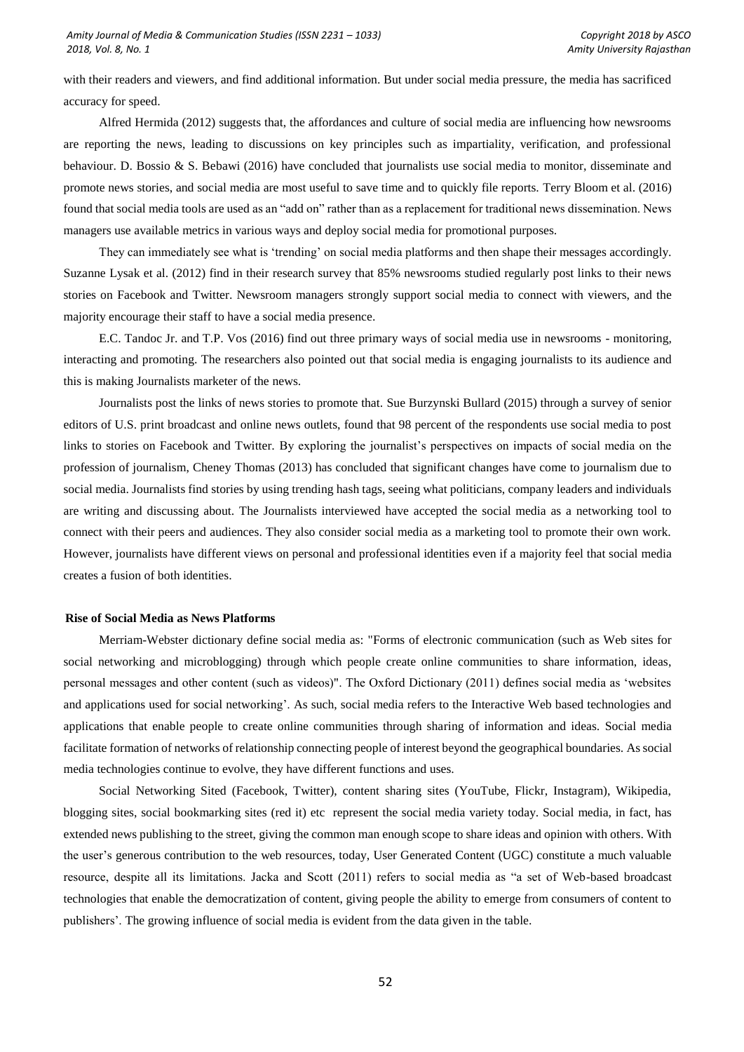with their readers and viewers, and find additional information. But under social media pressure, the media has sacrificed accuracy for speed.

Alfred Hermida (2012) suggests that, the affordances and culture of social media are influencing how newsrooms are reporting the news, leading to discussions on key principles such as impartiality, verification, and professional behaviour. D. Bossio & S. Bebawi (2016) have concluded that journalists use social media to monitor, disseminate and promote news stories, and social media are most useful to save time and to quickly file reports. Terry Bloom et al. (2016) found that social media tools are used as an "add on" rather than as a replacement for traditional news dissemination. News managers use available metrics in various ways and deploy social media for promotional purposes.

They can immediately see what is 'trending' on social media platforms and then shape their messages accordingly. Suzanne Lysak et al. (2012) find in their research survey that 85% newsrooms studied regularly post links to their news stories on Facebook and Twitter. Newsroom managers strongly support social media to connect with viewers, and the majority encourage their staff to have a social media presence.

E.C. Tandoc Jr. and T.P. Vos (2016) find out three primary ways of social media use in newsrooms - monitoring, interacting and promoting. The researchers also pointed out that social media is engaging journalists to its audience and this is making Journalists marketer of the news.

Journalists post the links of news stories to promote that. Sue Burzynski Bullard (2015) through a survey of senior editors of U.S. print broadcast and online news outlets, found that 98 percent of the respondents use social media to post links to stories on Facebook and Twitter. By exploring the journalist's perspectives on impacts of social media on the profession of journalism, Cheney Thomas (2013) has concluded that significant changes have come to journalism due to social media. Journalists find stories by using trending hash tags, seeing what politicians, company leaders and individuals are writing and discussing about. The Journalists interviewed have accepted the social media as a networking tool to connect with their peers and audiences. They also consider social media as a marketing tool to promote their own work. However, journalists have different views on personal and professional identities even if a majority feel that social media creates a fusion of both identities.

## Rise of Social Media as News Platforms

Merriam-Webster dictionary define social media as: "Forms of electronic communication (such as Web sites for social networking and microblogging) through which people create online communities to share information, ideas, personal messages and other content (such as videos)". The Oxford Dictionary (2011) defines social media as 'websites and applications used for social networking'. As such, social media refers to the Interactive Web based technologies and applications that enable people to create online communities through sharing of information and ideas. Social media facilitate formation of networks of relationship connecting people of interest beyond the geographical boundaries. As social media technologies continue to evolve, they have different functions and uses.

Social Networking Sited (Facebook, Twitter), content sharing sites (YouTube, Flickr, Instagram), Wikipedia, blogging sites, social bookmarking sites (red it) etc represent the social media variety today. Social media, in fact, has extended news publishing to the street, giving the common man enough scope to share ideas and opinion with others. With the user's generous contribution to the web resources, today, User Generated Content (UGC) constitute a much valuable resource, despite all its limitations. Jacka and Scott (2011) refers to social media as "a set of Web-based broadcast technologies that enable the democratization of content, giving people the ability to emerge from consumers of content to publishers'. The growing influence of social media is evident from the data given in the table.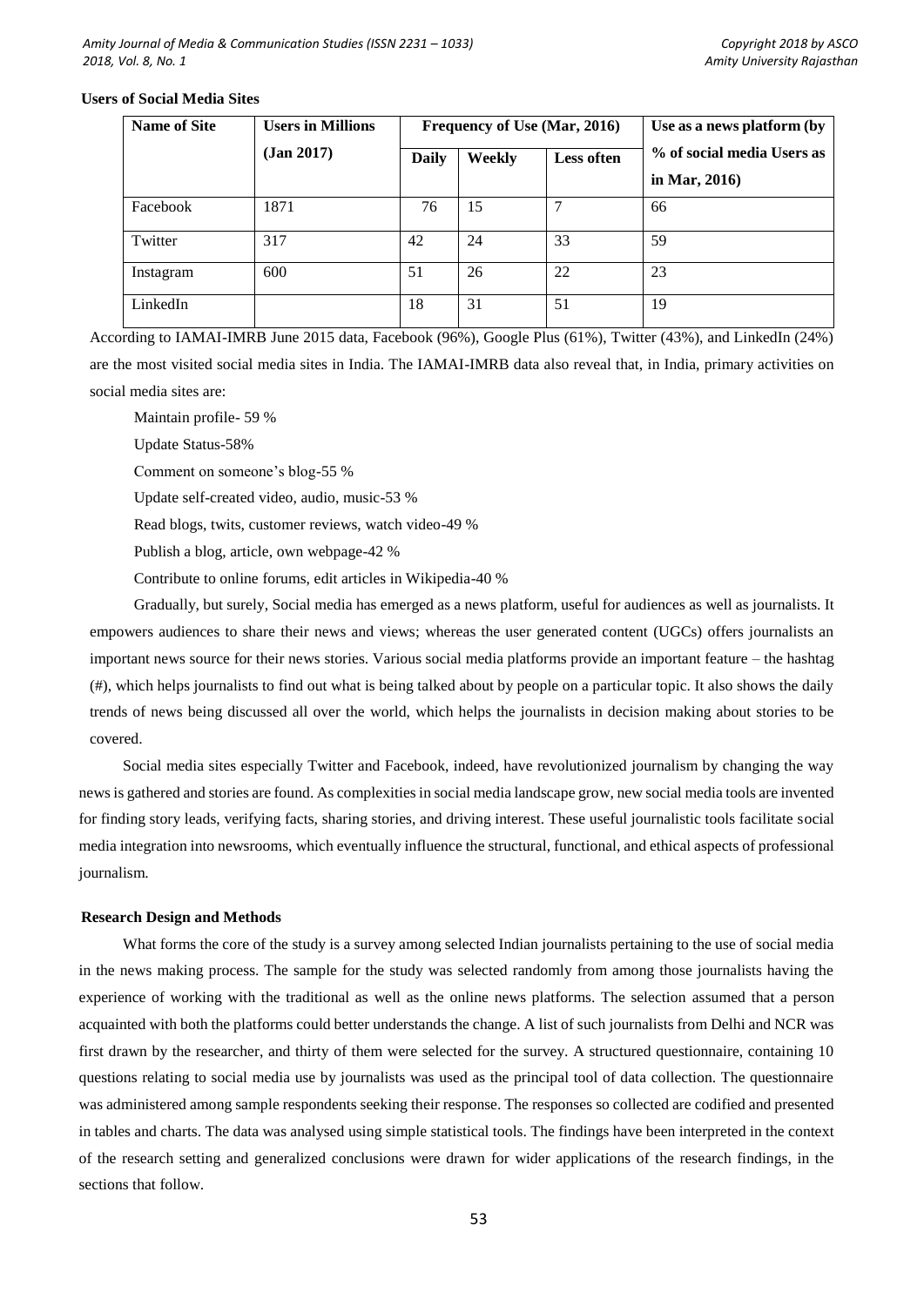**Users of Social Media Sites**

| Name of Site | Users in Millions (Jan 2017) | Frequency of Use (Mar, 2016) | | | Use as a news platform (by % of social media Users as in Mar, 2016) |
|---|---|---|---|---|---|
| | | Daily | Weekly | Less often | |
| Facebook | 1871 | 76 | 15 | 7 | 66 |
| Twitter | 317 | 42 | 24 | 33 | 59 |
| Instagram | 600 | 51 | 26 | 22 | 23 |
| LinkedIn | | 18 | 31 | 51 | 19 |

According to IAMAI-IMRB June 2015 data, Facebook (96%), Google Plus (61%), Twitter (43%), and LinkedIn (24%) are the most visited social media sites in India. The IAMAI-IMRB data also reveal that, in India, primary activities on social media sites are:

Maintain profile- 59 %

Update Status-58%

Comment on someone's blog-55 %

Update self-created video, audio, music-53 %

Read blogs, twits, customer reviews, watch video-49 %

Publish a blog, article, own webpage-42 %

Contribute to online forums, edit articles in Wikipedia-40 %

Gradually, but surely, Social media has emerged as a news platform, useful for audiences as well as journalists. It empowers audiences to share their news and views; whereas the user generated content (UGCs) offers journalists an important news source for their news stories. Various social media platforms provide an important feature – the hashtag (#), which helps journalists to find out what is being talked about by people on a particular topic. It also shows the daily trends of news being discussed all over the world, which helps the journalists in decision making about stories to be covered.

Social media sites especially Twitter and Facebook, indeed, have revolutionized journalism by changing the way news is gathered and stories are found. As complexities in social media landscape grow, new social media tools are invented for finding story leads, verifying facts, sharing stories, and driving interest. These useful journalistic tools facilitate social media integration into newsrooms, which eventually influence the structural, functional, and ethical aspects of professional journalism.

**Research Design and Methods**

What forms the core of the study is a survey among selected Indian journalists pertaining to the use of social media in the news making process. The sample for the study was selected randomly from among those journalists having the experience of working with the traditional as well as the online news platforms. The selection assumed that a person acquainted with both the platforms could better understands the change. A list of such journalists from Delhi and NCR was first drawn by the researcher, and thirty of them were selected for the survey. A structured questionnaire, containing 10 questions relating to social media use by journalists was used as the principal tool of data collection. The questionnaire was administered among sample respondents seeking their response. The responses so collected are codified and presented in tables and charts. The data was analysed using simple statistical tools. The findings have been interpreted in the context of the research setting and generalized conclusions were drawn for wider applications of the research findings, in the sections that follow.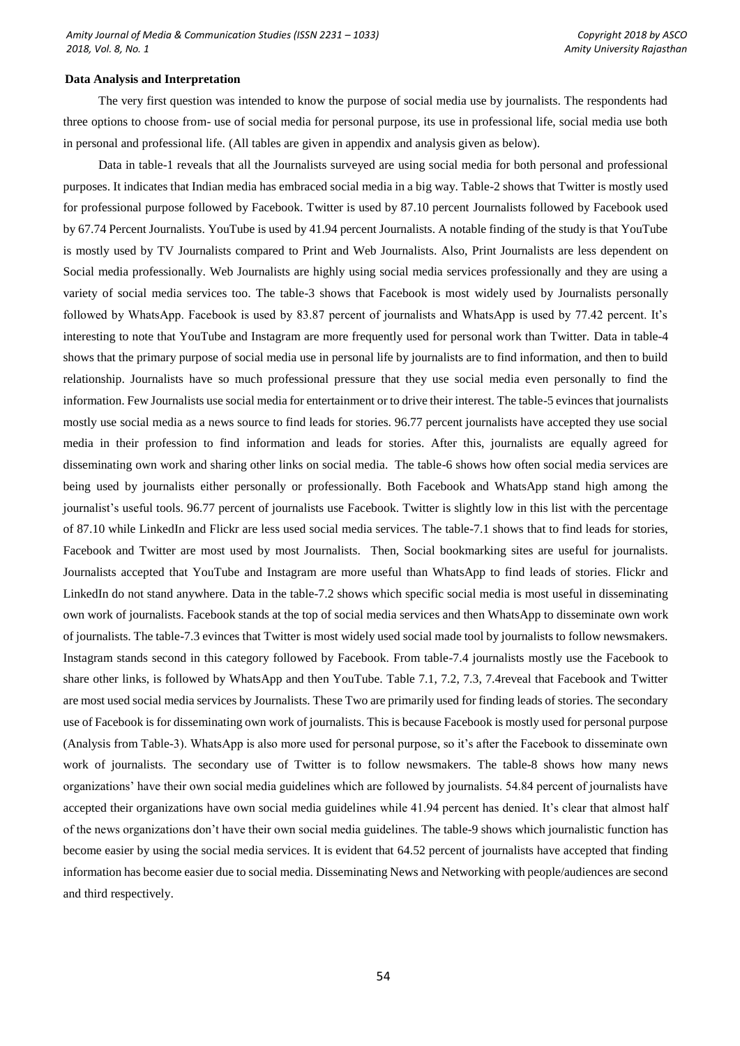**Data Analysis and Interpretation**

The very first question was intended to know the purpose of social media use by journalists. The respondents had three options to choose from- use of social media for personal purpose, its use in professional life, social media use both in personal and professional life. (All tables are given in appendix and analysis given as below).

Data in table-1 reveals that all the Journalists surveyed are using social media for both personal and professional purposes. It indicates that Indian media has embraced social media in a big way. Table-2 shows that Twitter is mostly used for professional purpose followed by Facebook. Twitter is used by 87.10 percent Journalists followed by Facebook used by 67.74 Percent Journalists. YouTube is used by 41.94 percent Journalists. A notable finding of the study is that YouTube is mostly used by TV Journalists compared to Print and Web Journalists. Also, Print Journalists are less dependent on Social media professionally. Web Journalists are highly using social media services professionally and they are using a variety of social media services too. The table-3 shows that Facebook is most widely used by Journalists personally followed by WhatsApp. Facebook is used by 83.87 percent of journalists and WhatsApp is used by 77.42 percent. It's interesting to note that YouTube and Instagram are more frequently used for personal work than Twitter. Data in table-4 shows that the primary purpose of social media use in personal life by journalists are to find information, and then to build relationship. Journalists have so much professional pressure that they use social media even personally to find the information. Few Journalists use social media for entertainment or to drive their interest. The table-5 evinces that journalists mostly use social media as a news source to find leads for stories. 96.77 percent journalists have accepted they use social media in their profession to find information and leads for stories. After this, journalists are equally agreed for disseminating own work and sharing other links on social media. The table-6 shows how often social media services are being used by journalists either personally or professionally. Both Facebook and WhatsApp stand high among the journalist's useful tools. 96.77 percent of journalists use Facebook. Twitter is slightly low in this list with the percentage of 87.10 while LinkedIn and Flickr are less used social media services. The table-7.1 shows that to find leads for stories, Facebook and Twitter are most used by most Journalists. Then, Social bookmarking sites are useful for journalists. Journalists accepted that YouTube and Instagram are more useful than WhatsApp to find leads of stories. Flickr and LinkedIn do not stand anywhere. Data in the table-7.2 shows which specific social media is most useful in disseminating own work of journalists. Facebook stands at the top of social media services and then WhatsApp to disseminate own work of journalists. The table-7.3 evinces that Twitter is most widely used social made tool by journalists to follow newsmakers. Instagram stands second in this category followed by Facebook. From table-7.4 journalists mostly use the Facebook to share other links, is followed by WhatsApp and then YouTube. Table 7.1, 7.2, 7.3, 7.4reveal that Facebook and Twitter are most used social media services by Journalists. These Two are primarily used for finding leads of stories. The secondary use of Facebook is for disseminating own work of journalists. This is because Facebook is mostly used for personal purpose (Analysis from Table-3). WhatsApp is also more used for personal purpose, so it's after the Facebook to disseminate own work of journalists. The secondary use of Twitter is to follow newsmakers. The table-8 shows how many news organizations' have their own social media guidelines which are followed by journalists. 54.84 percent of journalists have accepted their organizations have own social media guidelines while 41.94 percent has denied. It's clear that almost half of the news organizations don't have their own social media guidelines. The table-9 shows which journalistic function has become easier by using the social media services. It is evident that 64.52 percent of journalists have accepted that finding information has become easier due to social media. Disseminating News and Networking with people/audiences are second and third respectively.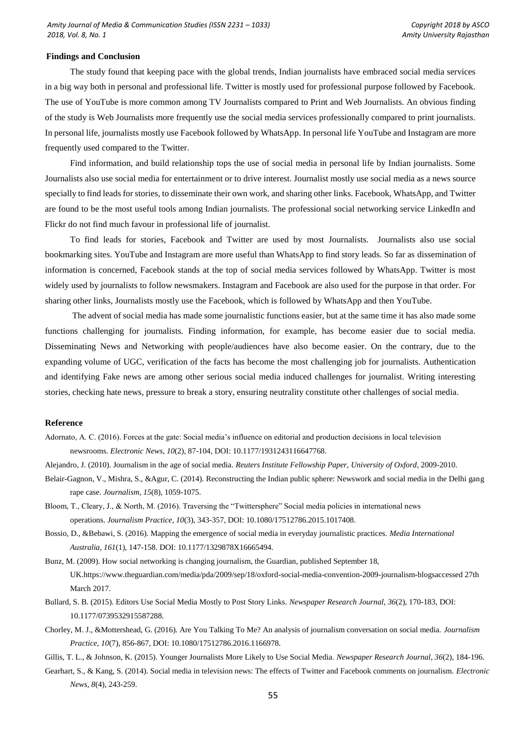## Findings and Conclusion

The study found that keeping pace with the global trends, Indian journalists have embraced social media services in a big way both in personal and professional life. Twitter is mostly used for professional purpose followed by Facebook. The use of YouTube is more common among TV Journalists compared to Print and Web Journalists. An obvious finding of the study is Web Journalists more frequently use the social media services professionally compared to print journalists. In personal life, journalists mostly use Facebook followed by WhatsApp. In personal life YouTube and Instagram are more frequently used compared to the Twitter.

Find information, and build relationship tops the use of social media in personal life by Indian journalists. Some Journalists also use social media for entertainment or to drive interest. Journalist mostly use social media as a news source specially to find leads for stories, to disseminate their own work, and sharing other links. Facebook, WhatsApp, and Twitter are found to be the most useful tools among Indian journalists. The professional social networking service LinkedIn and Flickr do not find much favour in professional life of journalist.

To find leads for stories, Facebook and Twitter are used by most Journalists. Journalists also use social bookmarking sites. YouTube and Instagram are more useful than WhatsApp to find story leads. So far as dissemination of information is concerned, Facebook stands at the top of social media services followed by WhatsApp. Twitter is most widely used by journalists to follow newsmakers. Instagram and Facebook are also used for the purpose in that order. For sharing other links, Journalists mostly use the Facebook, which is followed by WhatsApp and then YouTube.

The advent of social media has made some journalistic functions easier, but at the same time it has also made some functions challenging for journalists. Finding information, for example, has become easier due to social media. Disseminating News and Networking with people/audiences have also become easier. On the contrary, due to the expanding volume of UGC, verification of the facts has become the most challenging job for journalists. Authentication and identifying Fake news are among other serious social media induced challenges for journalist. Writing interesting stories, checking hate news, pressure to break a story, ensuring neutrality constitute other challenges of social media.

## Reference

Adornato, A. C. (2016). Forces at the gate: Social media's influence on editorial and production decisions in local television newsrooms. *Electronic News*, *10*(2), 87-104, DOI: 10.1177/1931243116647768.

Alejandro, J. (2010). Journalism in the age of social media. *Reuters Institute Fellowship Paper, University of Oxford*, 2009-2010.

Belair-Gagnon, V., Mishra, S., &Agur, C. (2014). Reconstructing the Indian public sphere: Newswork and social media in the Delhi gang rape case. *Journalism*, *15*(8), 1059-1075.

Bloom, T., Cleary, J., & North, M. (2016). Traversing the "Twittersphere" Social media policies in international news operations. *Journalism Practice*, *10*(3), 343-357, DOI: 10.1080/17512786.2015.1017408.

Bossio, D., &Bebawi, S. (2016). Mapping the emergence of social media in everyday journalistic practices. *Media International Australia*, *161*(1), 147-158. DOI: 10.1177/1329878X16665494.

Bunz, M. (2009). How social networking is changing journalism, the Guardian, published September 18, UK.https://www.theguardian.com/media/pda/2009/sep/18/oxford-social-media-convention-2009-journalism-blogsaccessed 27th March 2017.

Bullard, S. B. (2015). Editors Use Social Media Mostly to Post Story Links. *Newspaper Research Journal*, *36*(2), 170-183, DOI: 10.1177/0739532915587288.

Chorley, M. J., &Mottershead, G. (2016). Are You Talking To Me? An analysis of journalism conversation on social media. *Journalism Practice*, *10*(7), 856-867, DOI: 10.1080/17512786.2016.1166978.

Gillis, T. L., & Johnson, K. (2015). Younger Journalists More Likely to Use Social Media. *Newspaper Research Journal*, *36*(2), 184-196.

Gearhart, S., & Kang, S. (2014). Social media in television news: The effects of Twitter and Facebook comments on journalism. *Electronic News*, *8*(4), 243-259.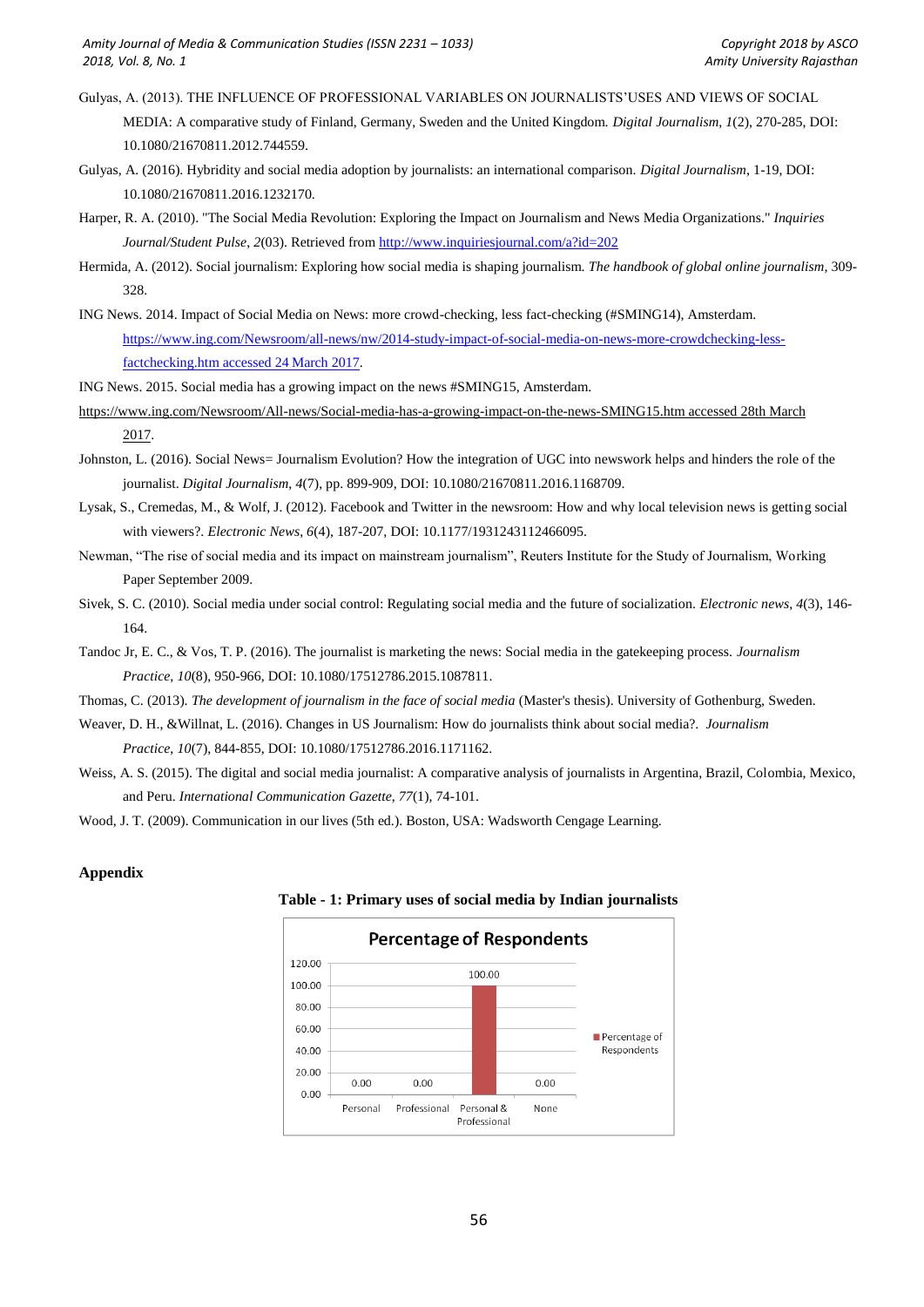Gulyas, A. (2013). THE INFLUENCE OF PROFESSIONAL VARIABLES ON JOURNALISTS'USES AND VIEWS OF SOCIAL MEDIA: A comparative study of Finland, Germany, Sweden and the United Kingdom. *Digital Journalism*, *1*(2), 270-285, DOI: 10.1080/21670811.2012.744559.

Gulyas, A. (2016). Hybridity and social media adoption by journalists: an international comparison. *Digital Journalism*, 1-19, DOI: 10.1080/21670811.2016.1232170.

Harper, R. A. (2010). "The Social Media Revolution: Exploring the Impact on Journalism and News Media Organizations." *Inquiries Journal/Student Pulse*, *2*(03). Retrieved from http://www.inquiriesjournal.com/a?id=202

Hermida, A. (2012). Social journalism: Exploring how social media is shaping journalism. *The handbook of global online journalism*, 309-328.

ING News. 2014. Impact of Social Media on News: more crowd-checking, less fact-checking (#SMING14), Amsterdam. https://www.ing.com/Newsroom/all-news/nw/2014-study-impact-of-social-media-on-news-more-crowdchecking-less-factchecking.htm accessed 24 March 2017.

ING News. 2015. Social media has a growing impact on the news #SMING15, Amsterdam. https://www.ing.com/Newsroom/All-news/Social-media-has-a-growing-impact-on-the-news-SMING15.htm accessed 28th March 2017.

Johnston, L. (2016). Social News= Journalism Evolution? How the integration of UGC into newswork helps and hinders the role of the journalist. *Digital Journalism*, *4*(7), pp. 899-909, DOI: 10.1080/21670811.2016.1168709.

Lysak, S., Cremedas, M., & Wolf, J. (2012). Facebook and Twitter in the newsroom: How and why local television news is getting social with viewers?. *Electronic News*, *6*(4), 187-207, DOI: 10.1177/1931243112466095.

Newman, "The rise of social media and its impact on mainstream journalism", Reuters Institute for the Study of Journalism, Working Paper September 2009.

Sivek, S. C. (2010). Social media under social control: Regulating social media and the future of socialization. *Electronic news*, *4*(3), 146-164.

Tandoc Jr, E. C., & Vos, T. P. (2016). The journalist is marketing the news: Social media in the gatekeeping process. *Journalism Practice*, *10*(8), 950-966, DOI: 10.1080/17512786.2015.1087811.

Thomas, C. (2013). *The development of journalism in the face of social media* (Master's thesis). University of Gothenburg, Sweden.

Weaver, D. H., &Willnat, L. (2016). Changes in US Journalism: How do journalists think about social media?. *Journalism Practice*, *10*(7), 844-855, DOI: 10.1080/17512786.2016.1171162.

Weiss, A. S. (2015). The digital and social media journalist: A comparative analysis of journalists in Argentina, Brazil, Colombia, Mexico, and Peru. *International Communication Gazette*, *77*(1), 74-101.

Wood, J. T. (2009). Communication in our lives (5th ed.). Boston, USA: Wadsworth Cengage Learning.

## Appendix

**Table - 1: Primary uses of social media by Indian journalists**

Percentage of Respondents

| | Percentage of Respondents |
|---|---|
| Personal | 0.00 |
| Professional | 0.00 |
| Personal & Professional | 100.00 |
| None | 0.00 |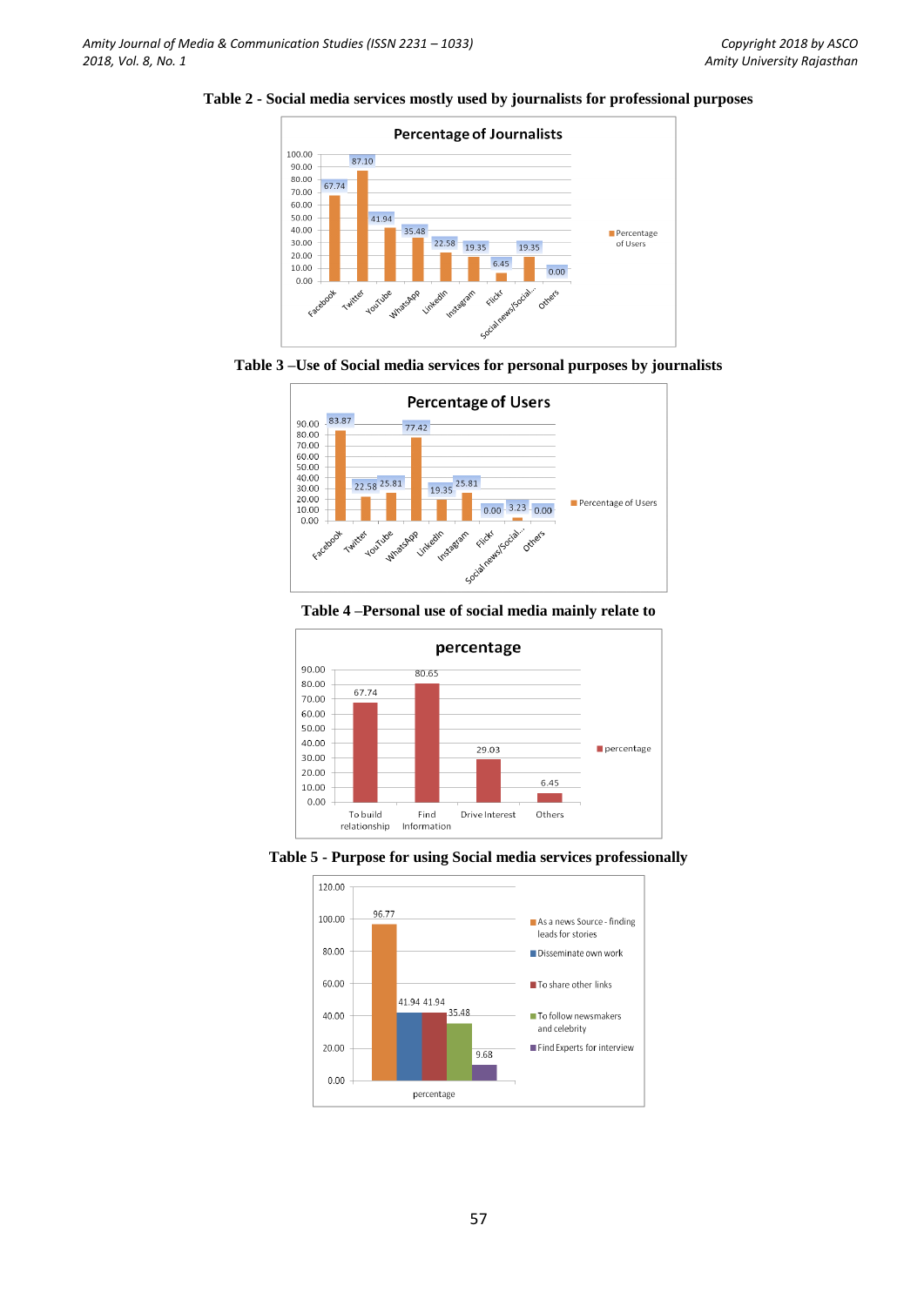**Table 2 - Social media services mostly used by journalists for professional purposes**

Percentage of Journalists

| Service | Percentage of Users |
|---|---|
| Facebook | 67.74 |
| Twitter | 87.10 |
| YouTube | 41.94 |
| WhatsApp | 35.48 |
| LinkedIn | 22.58 |
| Instagram | 19.35 |
| Flickr | 6.45 |
| Social news/Social... | 19.35 |
| Others | 0.00 |

**Table 3 –Use of Social media services for personal purposes by journalists**

Percentage of Users

| Service | Percentage of Users |
|---|---|
| Facebook | 83.87 |
| Twitter | 22.58 |
| YouTube | 25.81 |
| WhatsApp | 77.42 |
| LinkedIn | 19.35 |
| Instagram | 25.81 |
| Flickr | 0.00 |
| Social news/Social... | 3.23 |
| Others | 0.00 |

**Table 4 –Personal use of social media mainly relate to**

percentage

| Purpose | percentage |
|---|---|
| To build relationship | 67.74 |
| Find Information | 80.65 |
| Drive Interest | 29.03 |
| Others | 6.45 |

**Table 5 - Purpose for using Social media services professionally**

| Purpose | percentage |
|---|---|
| As a news Source - finding leads for stories | 96.77 |
| Disseminate own work | 41.94 |
| To share other links | 41.94 |
| To follow newsmakers and celebrity | 35.48 |
| Find Experts for interview | 9.68 |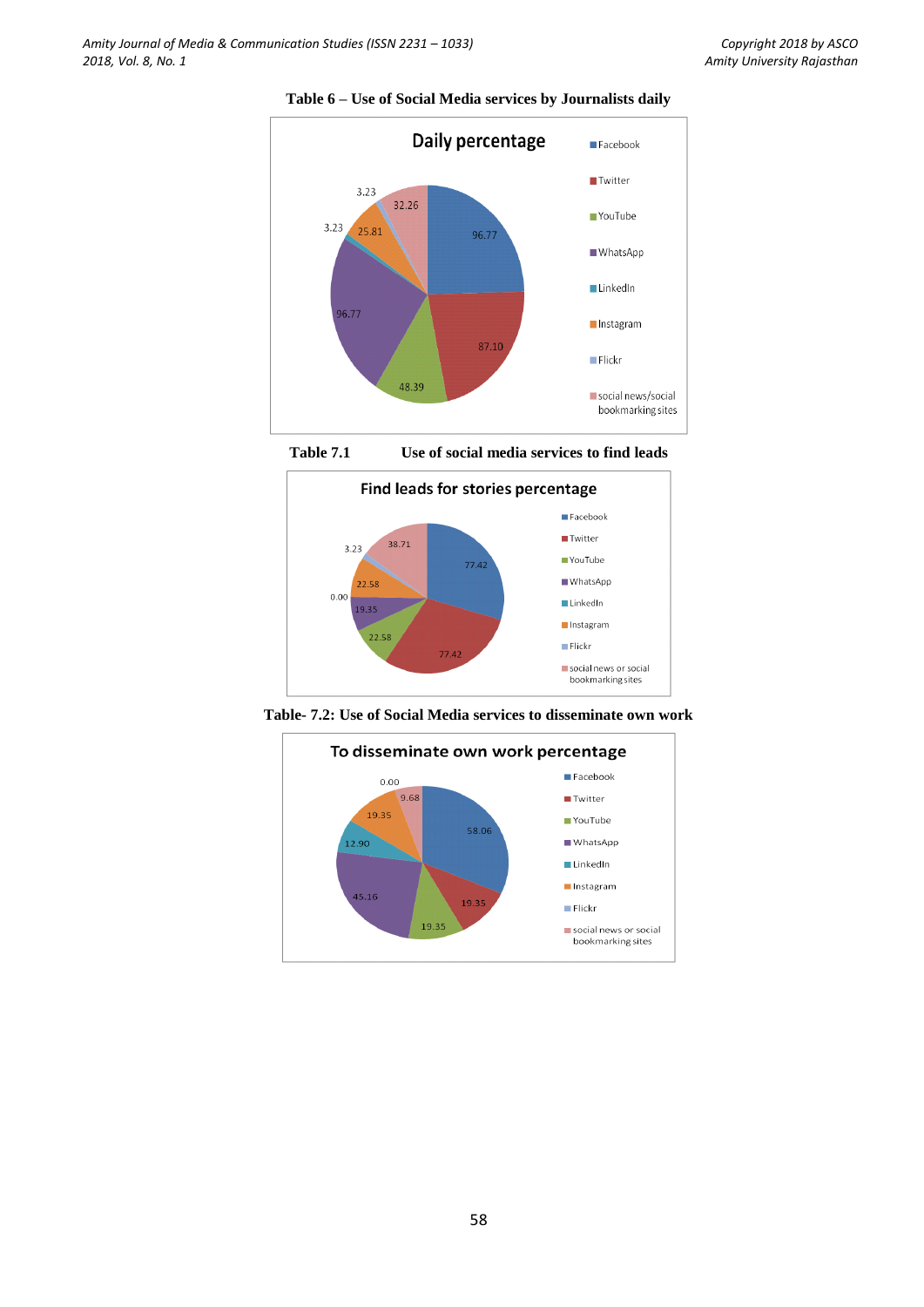**Table 6 – Use of Social Media services by Journalists daily**

**Daily percentage**

| Service | Percentage |
|---|---|
| Facebook | 96.77 |
| Twitter | 87.10 |
| YouTube | 48.39 |
| WhatsApp | 96.77 |
| LinkedIn | 3.23 |
| Instagram | 25.81 |
| Flickr | 3.23 |
| social news/social bookmarking sites | 32.26 |

**Table 7.1 Use of social media services to find leads**

**Find leads for stories percentage**

| Service | Percentage |
|---|---|
| Facebook | 77.42 |
| Twitter | 77.42 |
| YouTube | 22.58 |
| WhatsApp | 19.35 |
| LinkedIn | 0.00 |
| Instagram | 22.58 |
| Flickr | 3.23 |
| social news or social bookmarking sites | 38.71 |

**Table- 7.2: Use of Social Media services to disseminate own work**

**To disseminate own work percentage**

| Service | Percentage |
|---|---|
| Facebook | 58.06 |
| Twitter | 19.35 |
| YouTube | 19.35 |
| WhatsApp | 45.16 |
| LinkedIn | 12.90 |
| Instagram | 19.35 |
| Flickr | 0.00 |
| social news or social bookmarking sites | 9.68 |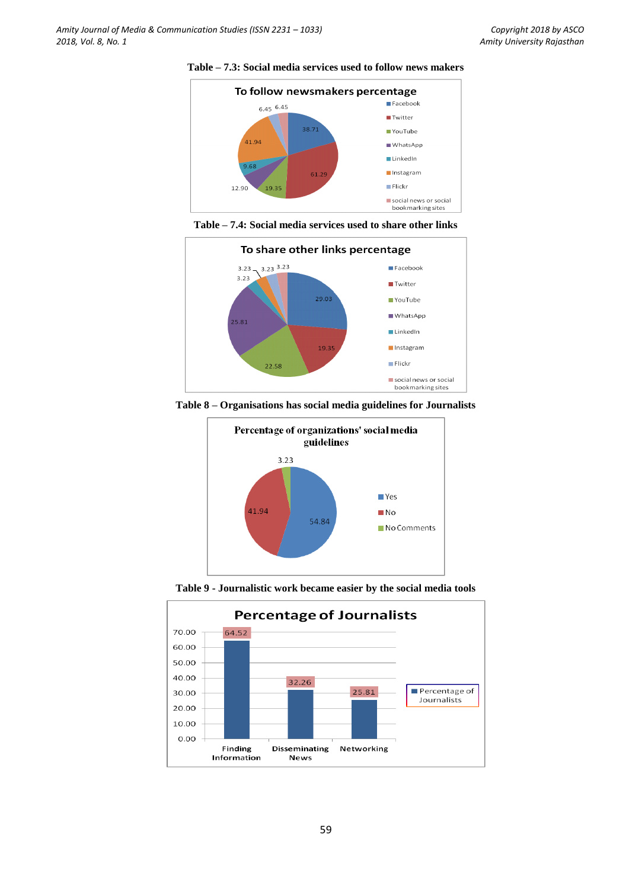**Table – 7.3: Social media services used to follow news makers**

To follow newsmakers percentage

6.45
6.45
38.71
41.94
9.68
61.29
12.90
19.35

Facebook
Twitter
YouTube
WhatsApp
LinkedIn
Instagram
Flickr
social news or social bookmarking sites

**Table – 7.4: Social media services used to share other links**

To share other links percentage

3.23
3.23
3.23
3.23
29.03
25.81
19.35
22.58

Facebook
Twitter
YouTube
WhatsApp
LinkedIn
Instagram
Flickr
social news or social bookmarking sites

**Table 8 – Organisations has social media guidelines for Journalists**

Percentage of organizations' social media guidelines

3.23
41.94
54.84

Yes
No
No Comments

**Table 9 - Journalistic work became easier by the social media tools**

Percentage of Journalists

70.00
60.00
50.00
40.00
30.00
20.00
10.00
0.00

64.52
32.26
25.81

Finding Information
Disseminating News
Networking

Percentage of Journalists